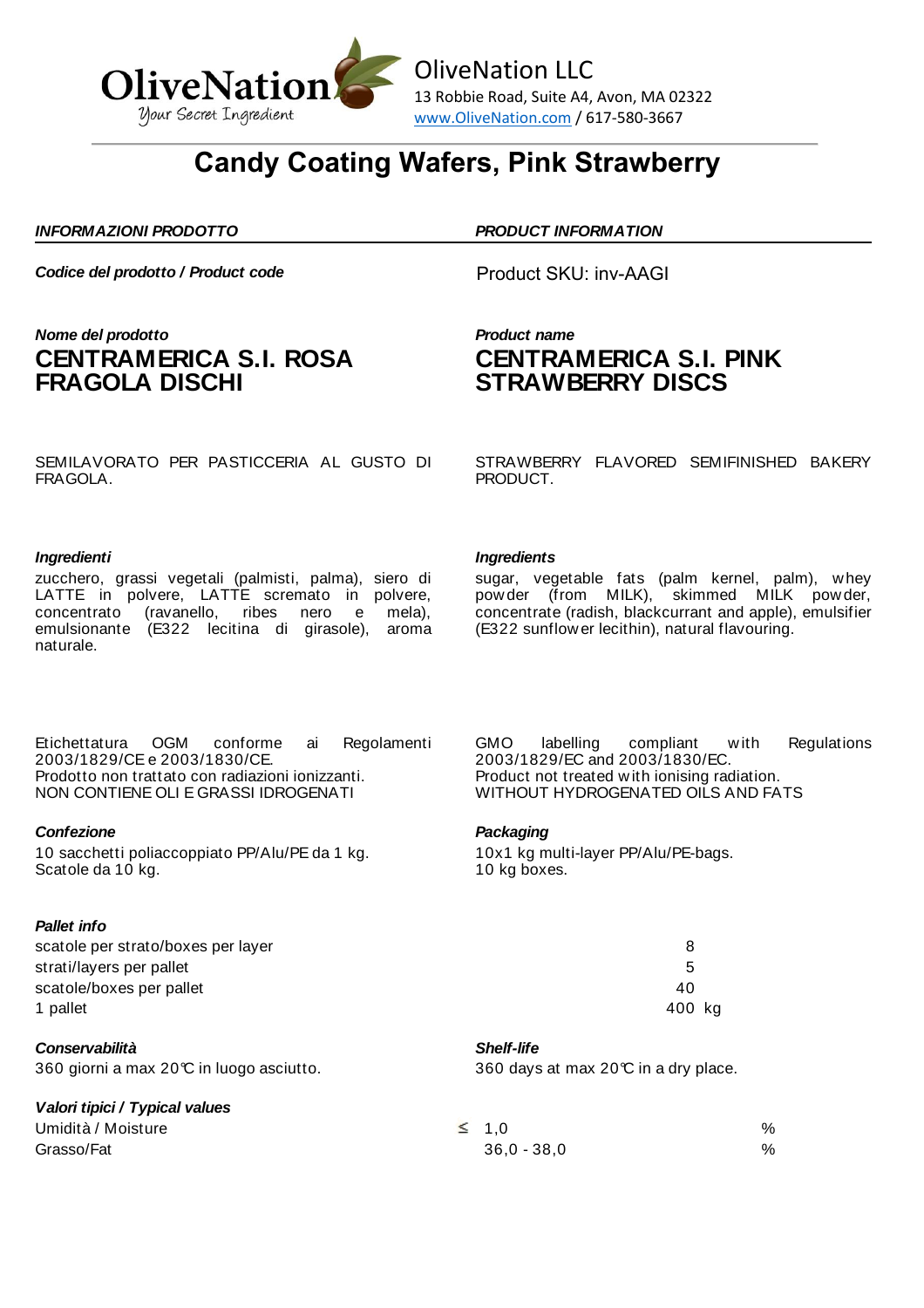OliveNation
Your Secret Ingredient

OliveNation LLC
13 Robbie Road, Suite A4, Avon, MA 02322
www.OliveNation.com / 617-580-3667

# Candy Coating Wafers, Pink Strawberry

***INFORMAZIONI PRODOTTO***

***Codice del prodotto / Product code***

***Nome del prodotto***

## CENTRAMERICA S.I. ROSA FRAGOLA DISCHI

SEMILAVORATO PER PASTICCERIA AL GUSTO DI FRAGOLA.

***Ingredienti***

zucchero, grassi vegetali (palmisti, palma), siero di LATTE in polvere, LATTE scremato in polvere, concentrato (ravanello, ribes nero e mela), emulsionante (E322 lecitina di girasole), aroma naturale.

Etichettatura OGM conforme ai Regolamenti 2003/1829/CE e 2003/1830/CE.
Prodotto non trattato con radiazioni ionizzanti.
NON CONTIENE OLI E GRASSI IDROGENATI

***Confezione***

10 sacchetti poliaccoppiato PP/Alu/PE da 1 kg.
Scatole da 10 kg.

***PRODUCT INFORMATION***

Product SKU: inv-AAGI

***Product name***

## CENTRAMERICA S.I. PINK STRAWBERRY DISCS

STRAWBERRY FLAVORED SEMIFINISHED BAKERY PRODUCT.

***Ingredients***

sugar, vegetable fats (palm kernel, palm), whey powder (from MILK), skimmed MILK powder, concentrate (radish, blackcurrant and apple), emulsifier (E322 sunflower lecithin), natural flavouring.

GMO labelling compliant with Regulations 2003/1829/EC and 2003/1830/EC.
Product not treated with ionising radiation.
WITHOUT HYDROGENATED OILS AND FATS

***Packaging***

10x1 kg multi-layer PP/Alu/PE-bags.
10 kg boxes.

***Pallet info***

| | |
|---|---|
| scatole per strato/boxes per layer | 8 |
| strati/layers per pallet | 5 |
| scatole/boxes per pallet | 40 |
| 1 pallet | 400 kg |

***Conservabilità***

360 giorni a max 20℃ in luogo asciutto.

***Shelf-life***

360 days at max 20℃ in a dry place.

***Valori tipici / Typical values***

| | | |
|---|---|---|
| Umidità / Moisture | ≤ 1,0 | % |
| Grasso/Fat | 36,0 - 38,0 | % |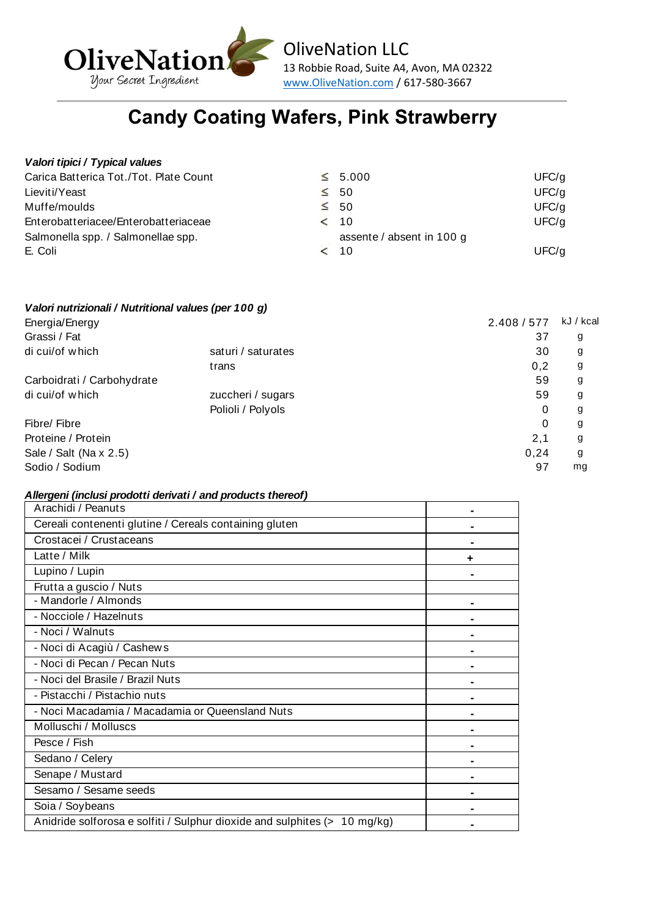OliveNation
Your Secret Ingredient

OliveNation LLC
13 Robbie Road, Suite A4, Avon, MA 02322
www.OliveNation.com / 617-580-3667

# Candy Coating Wafers, Pink Strawberry

***Valori tipici / Typical values***

| | | | |
|---|---|---|---|
| Carica Batterica Tot./Tot. Plate Count | ≤ | 5.000 | UFC/g |
| Lieviti/Yeast | ≤ | 50 | UFC/g |
| Muffe/moulds | ≤ | 50 | UFC/g |
| Enterobatteriacee/Enterobatteriaceae | < | 10 | UFC/g |
| Salmonella spp. / Salmonellae spp. | | assente / absent in 100 g | |
| E. Coli | < | 10 | UFC/g |

***Valori nutrizionali / Nutritional values (per 100 g)***

| | | | |
|---|---|---|---|
| Energia/Energy | | 2.408 / 577 | kJ / kcal |
| Grassi / Fat | | 37 | g |
| di cui/of which | saturi / saturates | 30 | g |
| | trans | 0,2 | g |
| Carboidrati / Carbohydrate | | 59 | g |
| di cui/of which | zuccheri / sugars | 59 | g |
| | Polioli / Polyols | 0 | g |
| Fibre/ Fibre | | 0 | g |
| Proteine / Protein | | 2,1 | g |
| Sale / Salt (Na x 2.5) | | 0,24 | g |
| Sodio / Sodium | | 97 | mg |

***Allergeni (inclusi prodotti derivati / and products thereof)***

| | |
|---|---|
| Arachidi / Peanuts | - |
| Cereali contenenti glutine / Cereals containing gluten | - |
| Crostacei / Crustaceans | - |
| Latte / Milk | + |
| Lupino / Lupin | - |
| Frutta a guscio / Nuts | |
| - Mandorle / Almonds | - |
| - Nocciole / Hazelnuts | - |
| - Noci / Walnuts | - |
| - Noci di Acagiù / Cashews | - |
| - Noci di Pecan / Pecan Nuts | - |
| - Noci del Brasile / Brazil Nuts | - |
| - Pistacchi / Pistachio nuts | - |
| - Noci Macadamia / Macadamia or Queensland Nuts | - |
| Molluschi / Molluscs | - |
| Pesce / Fish | - |
| Sedano / Celery | - |
| Senape / Mustard | - |
| Sesamo / Sesame seeds | - |
| Soia / Soybeans | - |
| Anidride solforosa e solfiti / Sulphur dioxide and sulphites (> 10 mg/kg) | - |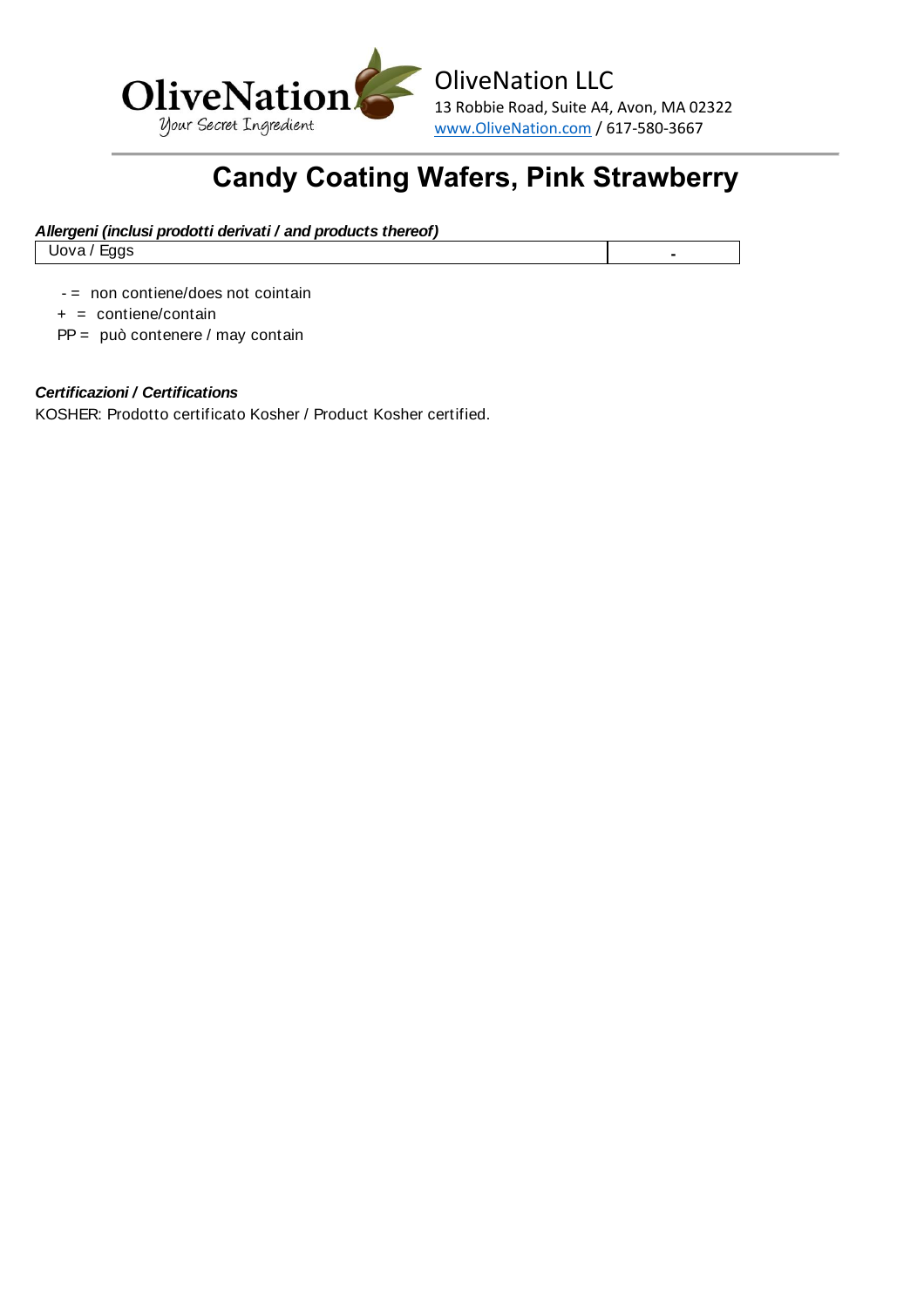OliveNation LLC
13 Robbie Road, Suite A4, Avon, MA 02322
www.OliveNation.com / 617-580-3667

# Candy Coating Wafers, Pink Strawberry

***Allergeni (inclusi prodotti derivati / and products thereof)***

| | |
|---|---|
| Uova / Eggs | - |

- = non contiene/does not cointain
+ = contiene/contain
PP = può contenere / may contain

***Certificazioni / Certifications***

KOSHER: Prodotto certificato Kosher / Product Kosher certified.